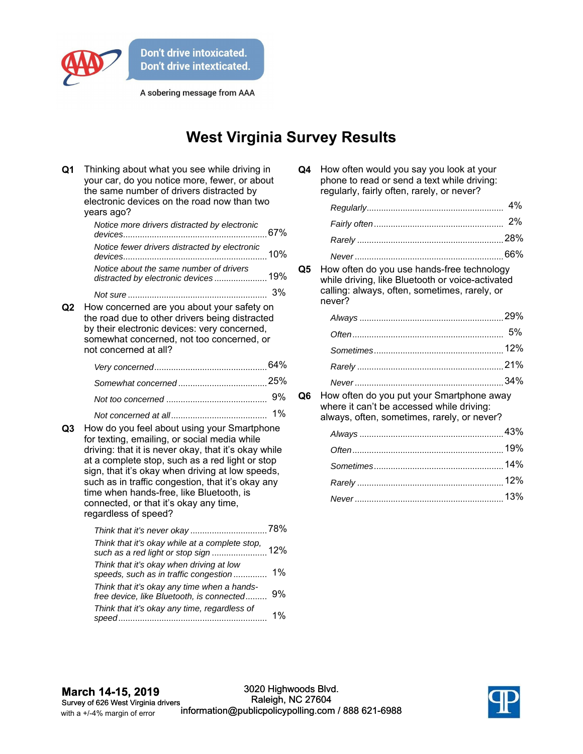Don't drive intoxicated.
Don't drive intexticated.

A sobering message from AAA

# West Virginia Survey Results

**Q1** Thinking about what you see while driving in your car, do you notice more, fewer, or about the same number of drivers distracted by electronic devices on the road now than two years ago?

| | |
|---|---|
| *Notice more drivers distracted by electronic devices* | 67% |
| *Notice fewer drivers distracted by electronic devices* | 10% |
| *Notice about the same number of drivers distracted by electronic devices* | 19% |
| *Not sure* | 3% |

**Q2** How concerned are you about your safety on the road due to other drivers being distracted by their electronic devices: very concerned, somewhat concerned, not too concerned, or not concerned at all?

| | |
|---|---|
| *Very concerned* | 64% |
| *Somewhat concerned* | 25% |
| *Not too concerned* | 9% |
| *Not concerned at all* | 1% |

**Q3** How do you feel about using your Smartphone for texting, emailing, or social media while driving: that it is never okay, that it's okay while at a complete stop, such as a red light or stop sign, that it's okay when driving at low speeds, such as in traffic congestion, that it's okay any time when hands-free, like Bluetooth, is connected, or that it's okay any time, regardless of speed?

| | |
|---|---|
| *Think that it's never okay* | 78% |
| *Think that it's okay while at a complete stop, such as a red light or stop sign* | 12% |
| *Think that it's okay when driving at low speeds, such as in traffic congestion* | 1% |
| *Think that it's okay any time when a hands-free device, like Bluetooth, is connected* | 9% |
| *Think that it's okay any time, regardless of speed* | 1% |

**Q4** How often would you say you look at your phone to read or send a text while driving: regularly, fairly often, rarely, or never?

| | |
|---|---|
| *Regularly* | 4% |
| *Fairly often* | 2% |
| *Rarely* | 28% |
| *Never* | 66% |

**Q5** How often do you use hands-free technology while driving, like Bluetooth or voice-activated calling: always, often, sometimes, rarely, or never?

| | |
|---|---|
| *Always* | 29% |
| *Often* | 5% |
| *Sometimes* | 12% |
| *Rarely* | 21% |
| *Never* | 34% |

**Q6** How often do you put your Smartphone away where it can't be accessed while driving: always, often, sometimes, rarely, or never?

| | |
|---|---|
| *Always* | 43% |
| *Often* | 19% |
| *Sometimes* | 14% |
| *Rarely* | 12% |
| *Never* | 13% |

**March 14-15, 2019**
Survey of 626 West Virginia drivers
with a +/-4% margin of error

3020 Highwoods Blvd.
Raleigh, NC 27604
information@publicpolicypolling.com / 888 621-6988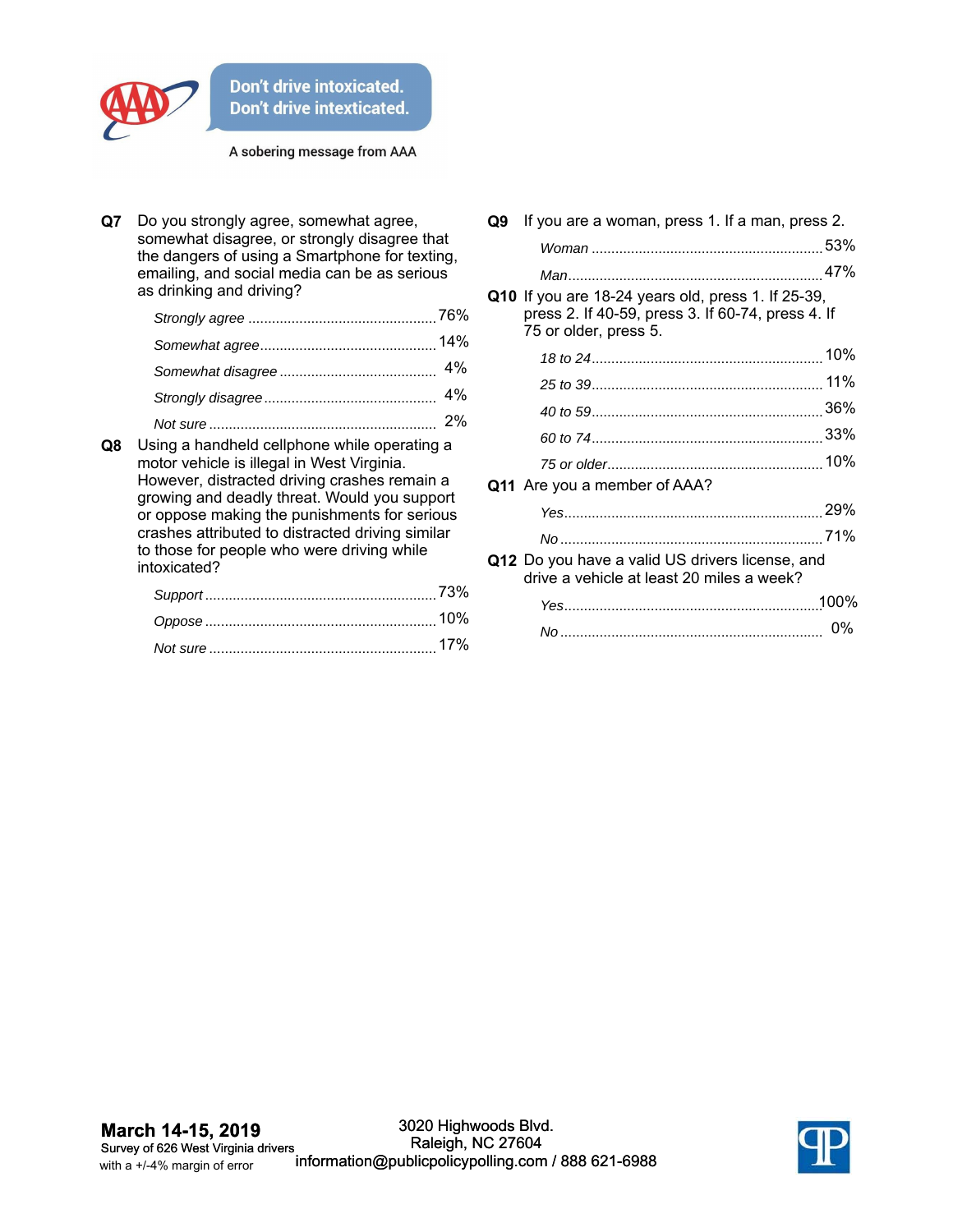Don't drive intoxicated.
Don't drive intexticated.

A sobering message from AAA

**Q7** Do you strongly agree, somewhat agree, somewhat disagree, or strongly disagree that the dangers of using a Smartphone for texting, emailing, and social media can be as serious as drinking and driving?

| | |
|---|---|
| *Strongly agree* | 76% |
| *Somewhat agree* | 14% |
| *Somewhat disagree* | 4% |
| *Strongly disagree* | 4% |
| *Not sure* | 2% |

**Q8** Using a handheld cellphone while operating a motor vehicle is illegal in West Virginia. However, distracted driving crashes remain a growing and deadly threat. Would you support or oppose making the punishments for serious crashes attributed to distracted driving similar to those for people who were driving while intoxicated?

| | |
|---|---|
| *Support* | 73% |
| *Oppose* | 10% |
| *Not sure* | 17% |

**Q9** If you are a woman, press 1. If a man, press 2.

| | |
|---|---|
| *Woman* | 53% |
| *Man* | 47% |

**Q10** If you are 18-24 years old, press 1. If 25-39, press 2. If 40-59, press 3. If 60-74, press 4. If 75 or older, press 5.

| | |
|---|---|
| *18 to 24* | 10% |
| *25 to 39* | 11% |
| *40 to 59* | 36% |
| *60 to 74* | 33% |
| *75 or older* | 10% |

**Q11** Are you a member of AAA?

| | |
|---|---|
| *Yes* | 29% |
| *No* | 71% |

**Q12** Do you have a valid US drivers license, and drive a vehicle at least 20 miles a week?

| | |
|---|---|
| *Yes* | 100% |
| *No* | 0% |

**March 14-15, 2019**
Survey of 626 West Virginia drivers
with a +/-4% margin of error

3020 Highwoods Blvd.
Raleigh, NC 27604
information@publicpolicypolling.com / 888 621-6988